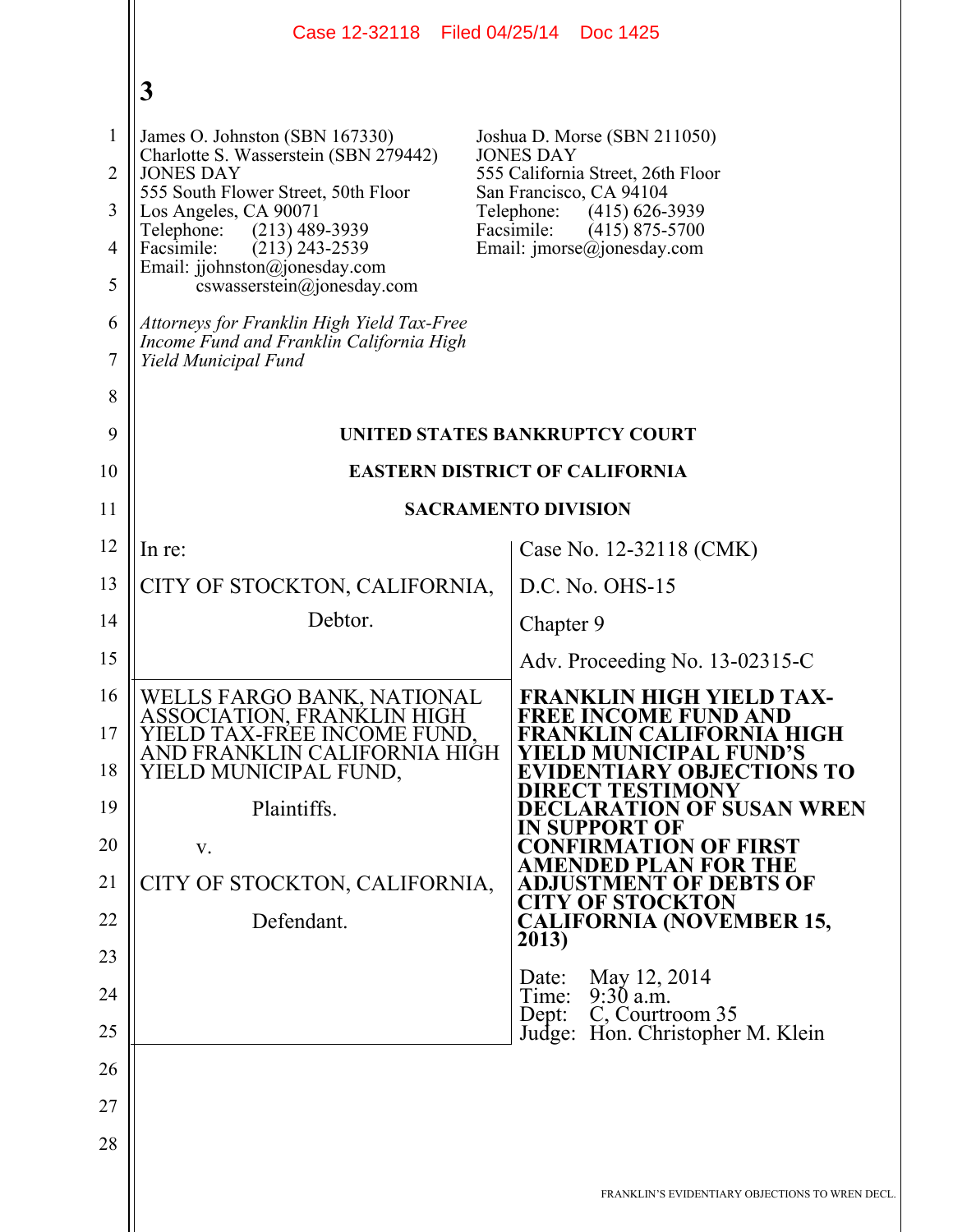Case 12-32118 Filed 04/25/14 Doc 1425

**3**

James O. Johnston (SBN 167330)
Charlotte S. Wasserstein (SBN 279442)
JONES DAY
555 South Flower Street, 50th Floor
Los Angeles, CA 90071
Telephone: (213) 489-3939
Facsimile: (213) 243-2539
Email: jjohnston@jonesday.com
cswasserstein@jonesday.com

Joshua D. Morse (SBN 211050)
JONES DAY
555 California Street, 26th Floor
San Francisco, CA 94104
Telephone: (415) 626-3939
Facsimile: (415) 875-5700
Email: jmorse@jonesday.com

*Attorneys for Franklin High Yield Tax-Free Income Fund and Franklin California High Yield Municipal Fund*

**UNITED STATES BANKRUPTCY COURT**

**EASTERN DISTRICT OF CALIFORNIA**

**SACRAMENTO DIVISION**

In re:

CITY OF STOCKTON, CALIFORNIA,

Debtor.

Case No. 12-32118 (CMK)

D.C. No. OHS-15

Chapter 9

Adv. Proceeding No. 13-02315-C

WELLS FARGO BANK, NATIONAL ASSOCIATION, FRANKLIN HIGH YIELD TAX-FREE INCOME FUND, AND FRANKLIN CALIFORNIA HIGH YIELD MUNICIPAL FUND,

Plaintiffs.

v.

CITY OF STOCKTON, CALIFORNIA,

Defendant.

**FRANKLIN HIGH YIELD TAX-FREE INCOME FUND AND FRANKLIN CALIFORNIA HIGH YIELD MUNICIPAL FUND'S EVIDENTIARY OBJECTIONS TO DIRECT TESTIMONY DECLARATION OF SUSAN WREN IN SUPPORT OF CONFIRMATION OF FIRST AMENDED PLAN FOR THE ADJUSTMENT OF DEBTS OF CITY OF STOCKTON CALIFORNIA (NOVEMBER 15, 2013)**

Date: May 12, 2014
Time: 9:30 a.m.
Dept: C, Courtroom 35
Judge: Hon. Christopher M. Klein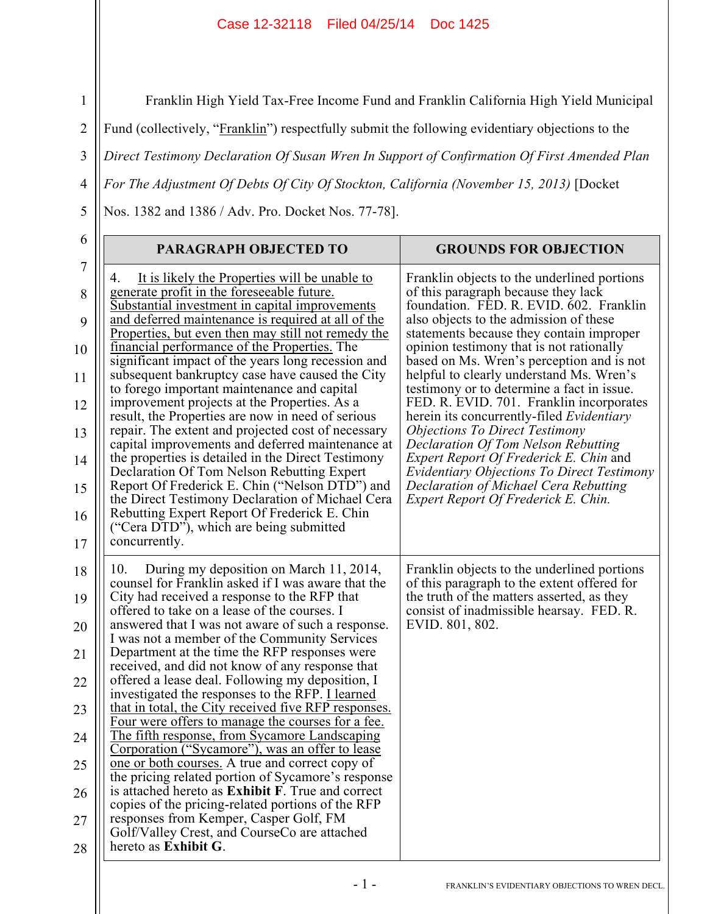Franklin High Yield Tax-Free Income Fund and Franklin California High Yield Municipal Fund (collectively, "Franklin") respectfully submit the following evidentiary objections to the *Direct Testimony Declaration Of Susan Wren In Support of Confirmation Of First Amended Plan For The Adjustment Of Debts Of City Of Stockton, California (November 15, 2013)* [Docket Nos. 1382 and 1386 / Adv. Pro. Docket Nos. 77-78].

| PARAGRAPH OBJECTED TO | GROUNDS FOR OBJECTION |
|---|---|
| 4. It is likely the Properties will be unable to generate profit in the foreseeable future. Substantial investment in capital improvements and deferred maintenance is required at all of the Properties, but even then may still not remedy the financial performance of the Properties. The significant impact of the years long recession and subsequent bankruptcy case have caused the City to forego important maintenance and capital improvement projects at the Properties. As a result, the Properties are now in need of serious repair. The extent and projected cost of necessary capital improvements and deferred maintenance at the properties is detailed in the Direct Testimony Declaration Of Tom Nelson Rebutting Expert Report Of Frederick E. Chin ("Nelson DTD") and the Direct Testimony Declaration of Michael Cera Rebutting Expert Report Of Frederick E. Chin ("Cera DTD"), which are being submitted concurrently. | Franklin objects to the underlined portions of this paragraph because they lack foundation. FED. R. EVID. 602. Franklin also objects to the admission of these statements because they contain improper opinion testimony that is not rationally based on Ms. Wren's perception and is not helpful to clearly understand Ms. Wren's testimony or to determine a fact in issue. FED. R. EVID. 701. Franklin incorporates herein its concurrently-filed *Evidentiary Objections To Direct Testimony Declaration Of Tom Nelson Rebutting Expert Report Of Frederick E. Chin* and *Evidentiary Objections To Direct Testimony Declaration of Michael Cera Rebutting Expert Report Of Frederick E. Chin.* |
| 10. During my deposition on March 11, 2014, counsel for Franklin asked if I was aware that the City had received a response to the RFP that offered to take on a lease of the courses. I answered that I was not aware of such a response. I was not a member of the Community Services Department at the time the RFP responses were received, and did not know of any response that offered a lease deal. Following my deposition, I investigated the responses to the RFP. I learned that in total, the City received five RFP responses. Four were offers to manage the courses for a fee. The fifth response, from Sycamore Landscaping Corporation ("Sycamore"), was an offer to lease one or both courses. A true and correct copy of the pricing related portion of Sycamore's response is attached hereto as **Exhibit F**. True and correct copies of the pricing-related portions of the RFP responses from Kemper, Casper Golf, FM Golf/Valley Crest, and CourseCo are attached hereto as **Exhibit G**. | Franklin objects to the underlined portions of this paragraph to the extent offered for the truth of the matters asserted, as they consist of inadmissible hearsay. FED. R. EVID. 801, 802. |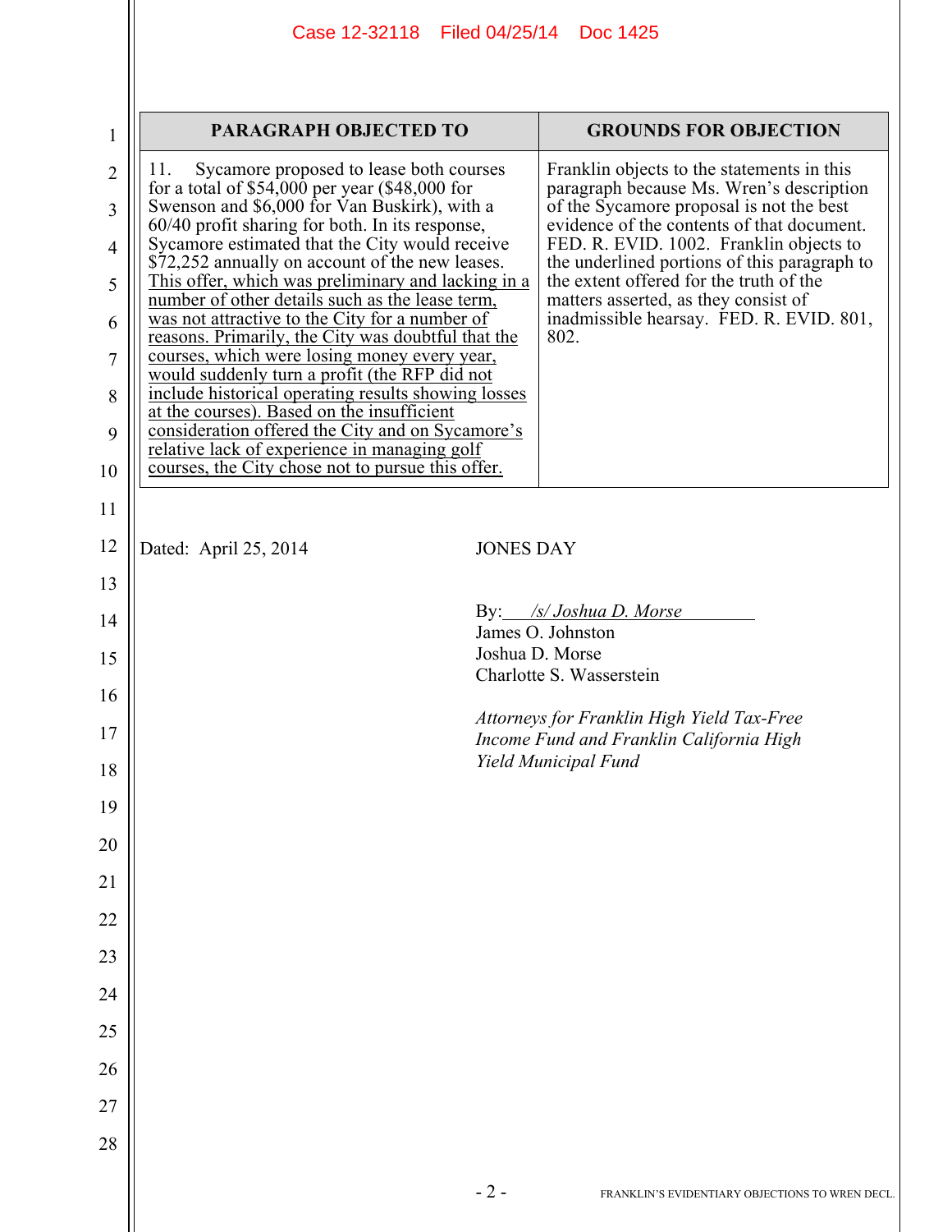| PARAGRAPH OBJECTED TO | GROUNDS FOR OBJECTION |
|---|---|
| 11. Sycamore proposed to lease both courses for a total of $54,000 per year ($48,000 for Swenson and $6,000 for Van Buskirk), with a 60/40 profit sharing for both. In its response, Sycamore estimated that the City would receive $72,252 annually on account of the new leases. <u>This offer, which was preliminary and lacking in a number of other details such as the lease term, was not attractive to the City for a number of reasons. Primarily, the City was doubtful that the courses, which were losing money every year, would suddenly turn a profit (the RFP did not include historical operating results showing losses at the courses). Based on the insufficient consideration offered the City and on Sycamore's relative lack of experience in managing golf courses, the City chose not to pursue this offer.</u> | Franklin objects to the statements in this paragraph because Ms. Wren's description of the Sycamore proposal is not the best evidence of the contents of that document. FED. R. EVID. 1002. Franklin objects to the underlined portions of this paragraph to the extent offered for the truth of the matters asserted, as they consist of inadmissible hearsay. FED. R. EVID. 801, 802. |

Dated: April 25, 2014

JONES DAY

By: */s/ Joshua D. Morse*
James O. Johnston
Joshua D. Morse
Charlotte S. Wasserstein

*Attorneys for Franklin High Yield Tax-Free Income Fund and Franklin California High Yield Municipal Fund*